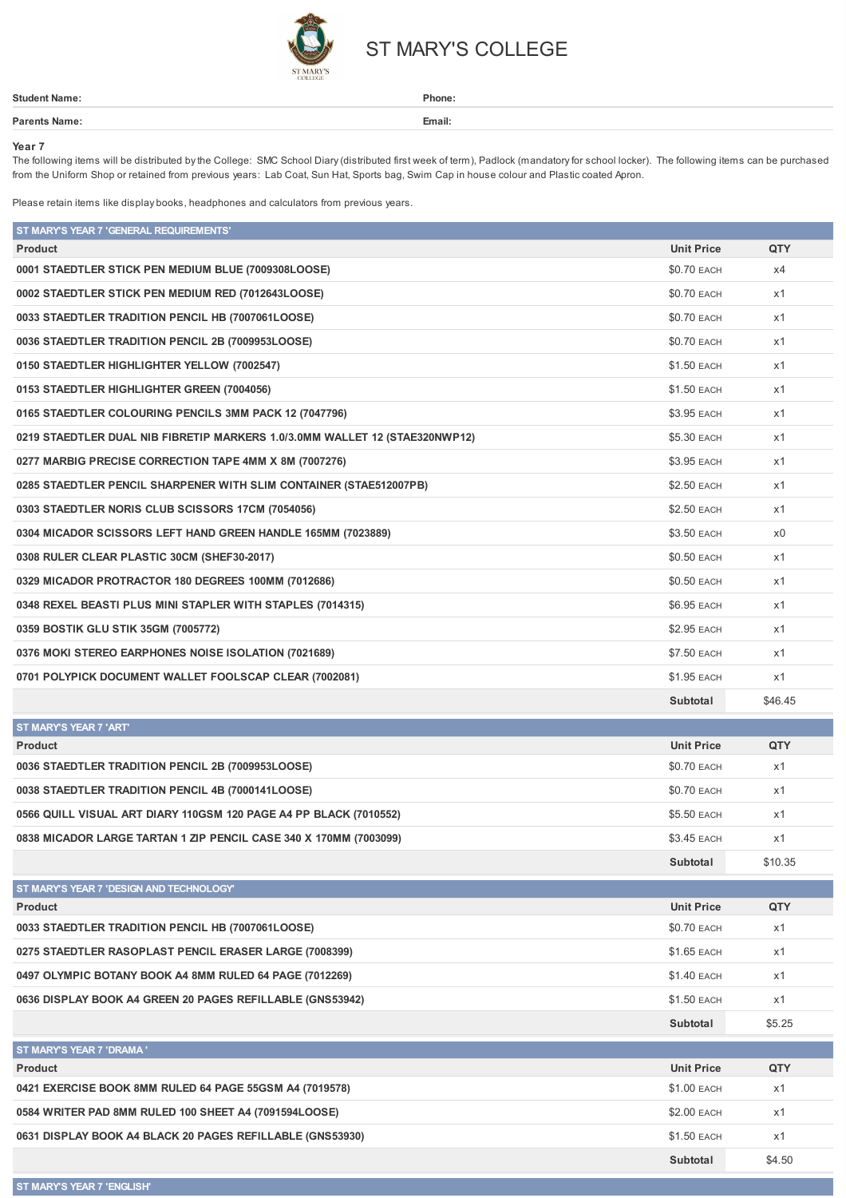# ST MARY'S COLLEGE

**Student Name:** **Phone:**

**Parents Name:** **Email:**

**Year 7**

The following items will be distributed by the College: SMC School Diary (distributed first week of term), Padlock (mandatory for school locker). The following items can be purchased from the Uniform Shop or retained from previous years: Lab Coat, Sun Hat, Sports bag, Swim Cap in house colour and Plastic coated Apron.

Please retain items like display books, headphones and calculators from previous years.

## ST MARY'S YEAR 7 'GENERAL REQUIREMENTS'

| Product | Unit Price | QTY |
|---|---|---|
| **0001 STAEDTLER STICK PEN MEDIUM BLUE (7009308LOOSE)** | $0.70 EACH | x4 |
| **0002 STAEDTLER STICK PEN MEDIUM RED (7012643LOOSE)** | $0.70 EACH | x1 |
| **0033 STAEDTLER TRADITION PENCIL HB (7007061LOOSE)** | $0.70 EACH | x1 |
| **0036 STAEDTLER TRADITION PENCIL 2B (7009953LOOSE)** | $0.70 EACH | x1 |
| **0150 STAEDTLER HIGHLIGHTER YELLOW (7002547)** | $1.50 EACH | x1 |
| **0153 STAEDTLER HIGHLIGHTER GREEN (7004056)** | $1.50 EACH | x1 |
| **0165 STAEDTLER COLOURING PENCILS 3MM PACK 12 (7047796)** | $3.95 EACH | x1 |
| **0219 STAEDTLER DUAL NIB FIBRETIP MARKERS 1.0/3.0MM WALLET 12 (STAE320NWP12)** | $5.30 EACH | x1 |
| **0277 MARBIG PRECISE CORRECTION TAPE 4MM X 8M (7007276)** | $3.95 EACH | x1 |
| **0285 STAEDTLER PENCIL SHARPENER WITH SLIM CONTAINER (STAE512007PB)** | $2.50 EACH | x1 |
| **0303 STAEDTLER NORIS CLUB SCISSORS 17CM (7054056)** | $2.50 EACH | x1 |
| **0304 MICADOR SCISSORS LEFT HAND GREEN HANDLE 165MM (7023889)** | $3.50 EACH | x0 |
| **0308 RULER CLEAR PLASTIC 30CM (SHEF30-2017)** | $0.50 EACH | x1 |
| **0329 MICADOR PROTRACTOR 180 DEGREES 100MM (7012686)** | $0.50 EACH | x1 |
| **0348 REXEL BEASTI PLUS MINI STAPLER WITH STAPLES (7014315)** | $6.95 EACH | x1 |
| **0359 BOSTIK GLU STIK 35GM (7005772)** | $2.95 EACH | x1 |
| **0376 MOKI STEREO EARPHONES NOISE ISOLATION (7021689)** | $7.50 EACH | x1 |
| **0701 POLYPICK DOCUMENT WALLET FOOLSCAP CLEAR (7002081)** | $1.95 EACH | x1 |
| | **Subtotal** | $46.45 |

## ST MARY'S YEAR 7 'ART'

| Product | Unit Price | QTY |
|---|---|---|
| **0036 STAEDTLER TRADITION PENCIL 2B (7009953LOOSE)** | $0.70 EACH | x1 |
| **0038 STAEDTLER TRADITION PENCIL 4B (7000141LOOSE)** | $0.70 EACH | x1 |
| **0566 QUILL VISUAL ART DIARY 110GSM 120 PAGE A4 PP BLACK (7010552)** | $5.50 EACH | x1 |
| **0838 MICADOR LARGE TARTAN 1 ZIP PENCIL CASE 340 X 170MM (7003099)** | $3.45 EACH | x1 |
| | **Subtotal** | $10.35 |

## ST MARY'S YEAR 7 'DESIGN AND TECHNOLOGY'

| Product | Unit Price | QTY |
|---|---|---|
| **0033 STAEDTLER TRADITION PENCIL HB (7007061LOOSE)** | $0.70 EACH | x1 |
| **0275 STAEDTLER RASOPLAST PENCIL ERASER LARGE (7008399)** | $1.65 EACH | x1 |
| **0497 OLYMPIC BOTANY BOOK A4 8MM RULED 64 PAGE (7012269)** | $1.40 EACH | x1 |
| **0636 DISPLAY BOOK A4 GREEN 20 PAGES REFILLABLE (GNS53942)** | $1.50 EACH | x1 |
| | **Subtotal** | $5.25 |

## ST MARY'S YEAR 7 'DRAMA '

| Product | Unit Price | QTY |
|---|---|---|
| **0421 EXERCISE BOOK 8MM RULED 64 PAGE 55GSM A4 (7019578)** | $1.00 EACH | x1 |
| **0584 WRITER PAD 8MM RULED 100 SHEET A4 (7091594LOOSE)** | $2.00 EACH | x1 |
| **0631 DISPLAY BOOK A4 BLACK 20 PAGES REFILLABLE (GNS53930)** | $1.50 EACH | x1 |
| | **Subtotal** | $4.50 |

## ST MARY'S YEAR 7 'ENGLISH'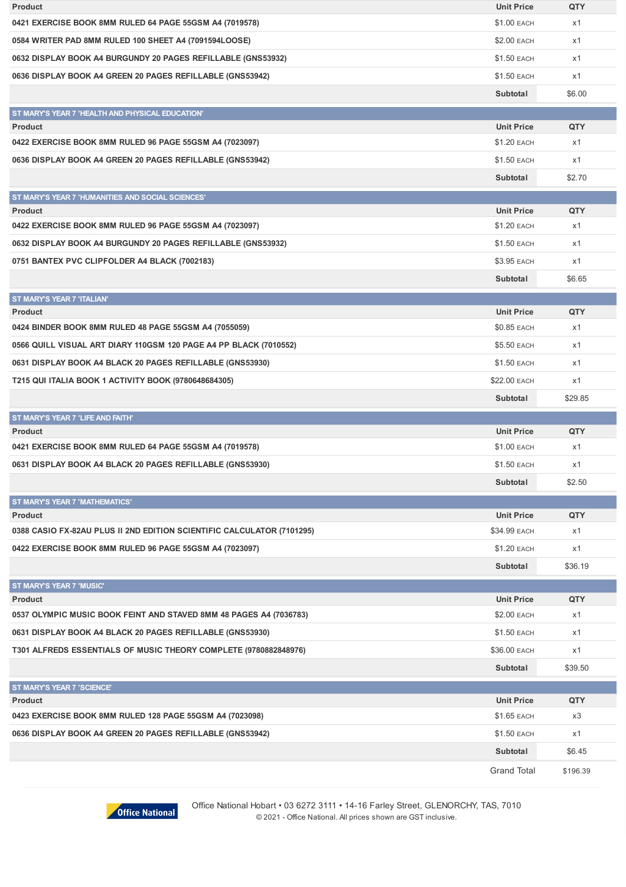| Product | Unit Price | QTY |
|---|---|---|
| 0421 EXERCISE BOOK 8MM RULED 64 PAGE 55GSM A4 (7019578) | $1.00 EACH | x1 |
| 0584 WRITER PAD 8MM RULED 100 SHEET A4 (7091594LOOSE) | $2.00 EACH | x1 |
| 0632 DISPLAY BOOK A4 BURGUNDY 20 PAGES REFILLABLE (GNS53932) | $1.50 EACH | x1 |
| 0636 DISPLAY BOOK A4 GREEN 20 PAGES REFILLABLE (GNS53942) | $1.50 EACH | x1 |
| | Subtotal | $6.00 |

## ST MARY'S YEAR 7 'HEALTH AND PHYSICAL EDUCATION'

| Product | Unit Price | QTY |
|---|---|---|
| 0422 EXERCISE BOOK 8MM RULED 96 PAGE 55GSM A4 (7023097) | $1.20 EACH | x1 |
| 0636 DISPLAY BOOK A4 GREEN 20 PAGES REFILLABLE (GNS53942) | $1.50 EACH | x1 |
| | Subtotal | $2.70 |

## ST MARY'S YEAR 7 'HUMANITIES AND SOCIAL SCIENCES'

| Product | Unit Price | QTY |
|---|---|---|
| 0422 EXERCISE BOOK 8MM RULED 96 PAGE 55GSM A4 (7023097) | $1.20 EACH | x1 |
| 0632 DISPLAY BOOK A4 BURGUNDY 20 PAGES REFILLABLE (GNS53932) | $1.50 EACH | x1 |
| 0751 BANTEX PVC CLIPFOLDER A4 BLACK (7002183) | $3.95 EACH | x1 |
| | Subtotal | $6.65 |

## ST MARY'S YEAR 7 'ITALIAN'

| Product | Unit Price | QTY |
|---|---|---|
| 0424 BINDER BOOK 8MM RULED 48 PAGE 55GSM A4 (7055059) | $0.85 EACH | x1 |
| 0566 QUILL VISUAL ART DIARY 110GSM 120 PAGE A4 PP BLACK (7010552) | $5.50 EACH | x1 |
| 0631 DISPLAY BOOK A4 BLACK 20 PAGES REFILLABLE (GNS53930) | $1.50 EACH | x1 |
| T215 QUI ITALIA BOOK 1 ACTIVITY BOOK (9780648684305) | $22.00 EACH | x1 |
| | Subtotal | $29.85 |

## ST MARY'S YEAR 7 'LIFE AND FAITH'

| Product | Unit Price | QTY |
|---|---|---|
| 0421 EXERCISE BOOK 8MM RULED 64 PAGE 55GSM A4 (7019578) | $1.00 EACH | x1 |
| 0631 DISPLAY BOOK A4 BLACK 20 PAGES REFILLABLE (GNS53930) | $1.50 EACH | x1 |
| | Subtotal | $2.50 |

## ST MARY'S YEAR 7 'MATHEMATICS'

| Product | Unit Price | QTY |
|---|---|---|
| 0388 CASIO FX-82AU PLUS II 2ND EDITION SCIENTIFIC CALCULATOR (7101295) | $34.99 EACH | x1 |
| 0422 EXERCISE BOOK 8MM RULED 96 PAGE 55GSM A4 (7023097) | $1.20 EACH | x1 |
| | Subtotal | $36.19 |

## ST MARY'S YEAR 7 'MUSIC'

| Product | Unit Price | QTY |
|---|---|---|
| 0537 OLYMPIC MUSIC BOOK FEINT AND STAVED 8MM 48 PAGES A4 (7036783) | $2.00 EACH | x1 |
| 0631 DISPLAY BOOK A4 BLACK 20 PAGES REFILLABLE (GNS53930) | $1.50 EACH | x1 |
| T301 ALFREDS ESSENTIALS OF MUSIC THEORY COMPLETE (9780882848976) | $36.00 EACH | x1 |
| | Subtotal | $39.50 |

## ST MARY'S YEAR 7 'SCIENCE'

| Product | Unit Price | QTY |
|---|---|---|
| 0423 EXERCISE BOOK 8MM RULED 128 PAGE 55GSM A4 (7023098) | $1.65 EACH | x3 |
| 0636 DISPLAY BOOK A4 GREEN 20 PAGES REFILLABLE (GNS53942) | $1.50 EACH | x1 |
| | Subtotal | $6.45 |

Grand Total $196.39

Office National

Office National Hobart • 03 6272 3111 • 14-16 Farley Street, GLENORCHY, TAS, 7010

© 2021 - Office National. All prices shown are GST inclusive.